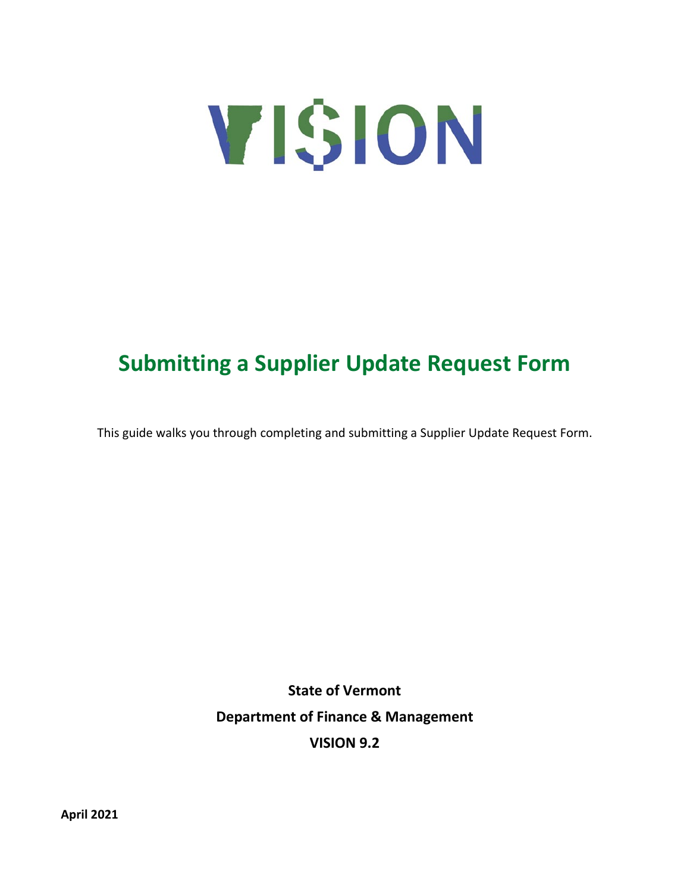# VISION

# Submitting a Supplier Update Request Form

This guide walks you through completing and submitting a Supplier Update Request Form.

**State of Vermont**

**Department of Finance & Management**

**VISION 9.2**

**April 2021**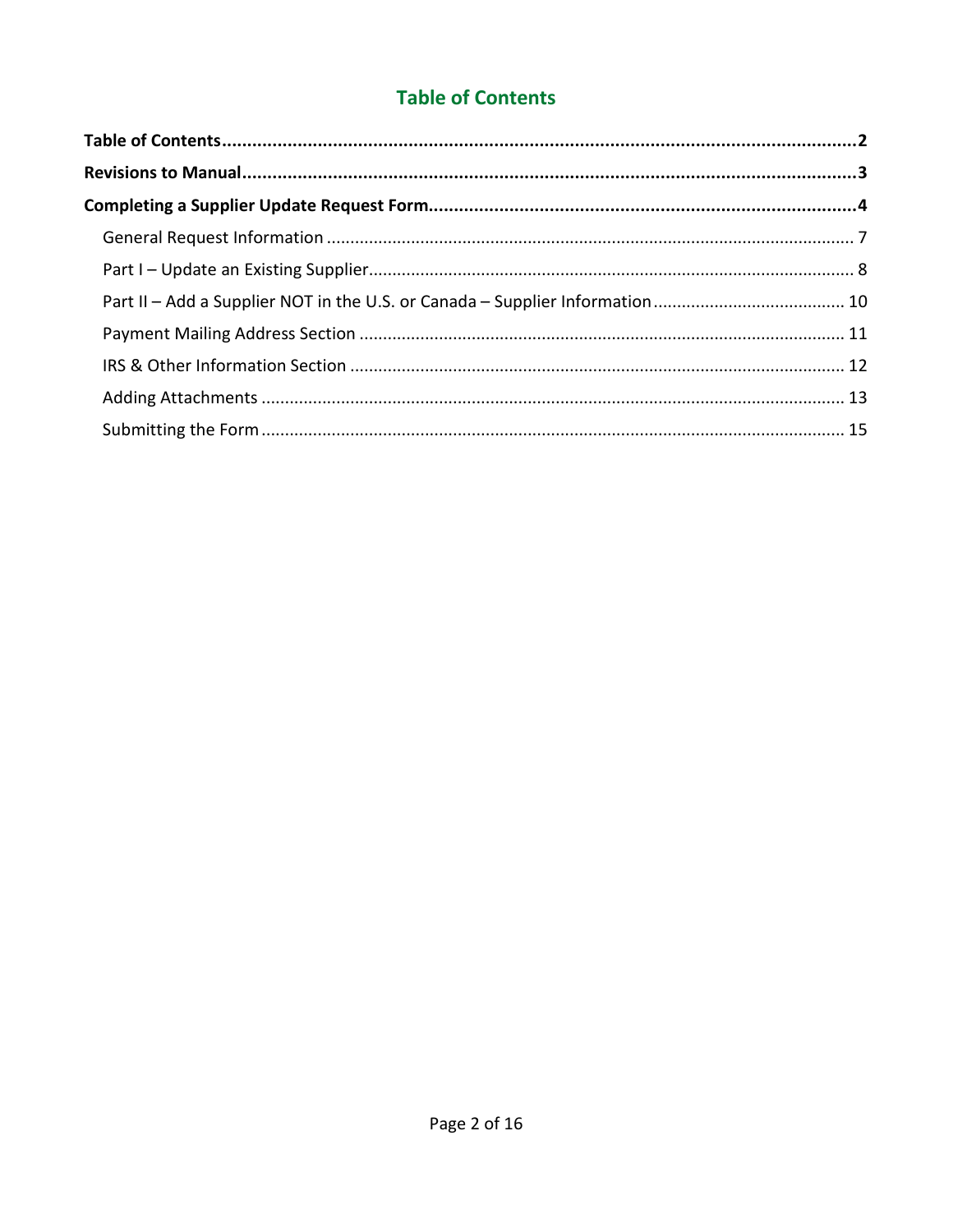## Table of Contents

**Table of Contents** .......... **2**

**Revisions to Manual** .......... **3**

**Completing a Supplier Update Request Form** .......... **4**

- General Request Information .......... 7
- Part I – Update an Existing Supplier .......... 8
- Part II – Add a Supplier NOT in the U.S. or Canada – Supplier Information .......... 10
- Payment Mailing Address Section .......... 11
- IRS & Other Information Section .......... 12
- Adding Attachments .......... 13
- Submitting the Form .......... 15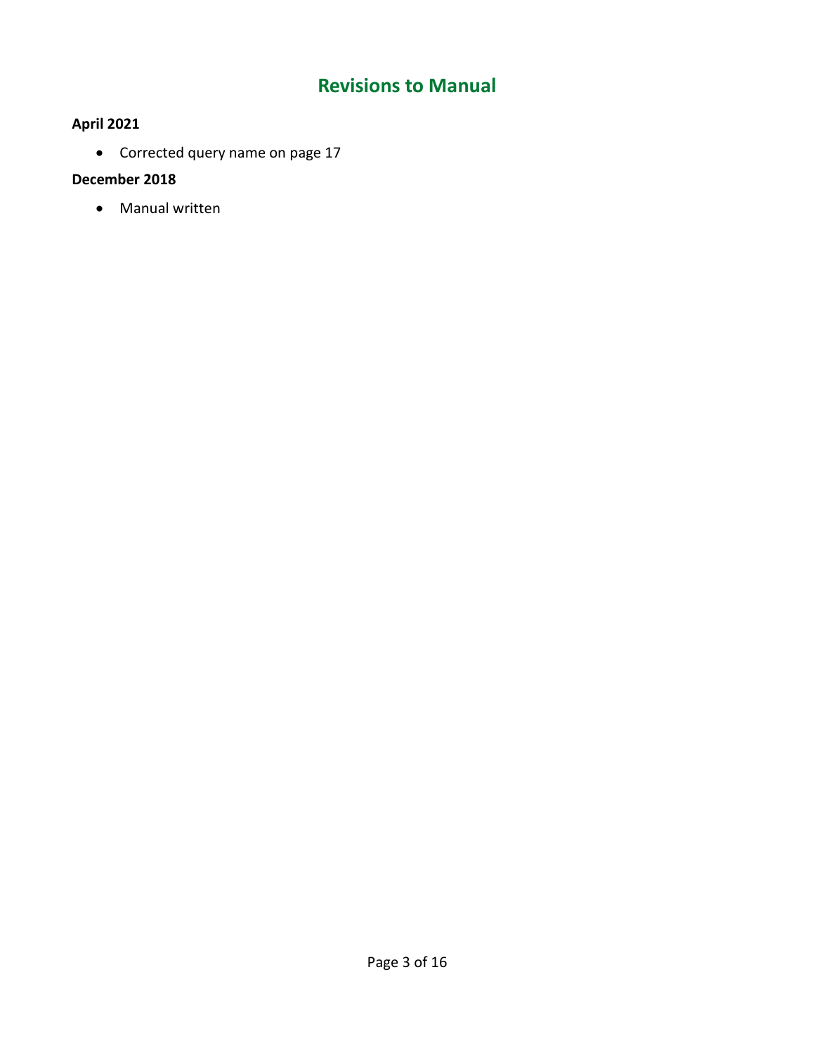# Revisions to Manual

**April 2021**

- Corrected query name on page 17

**December 2018**

- Manual written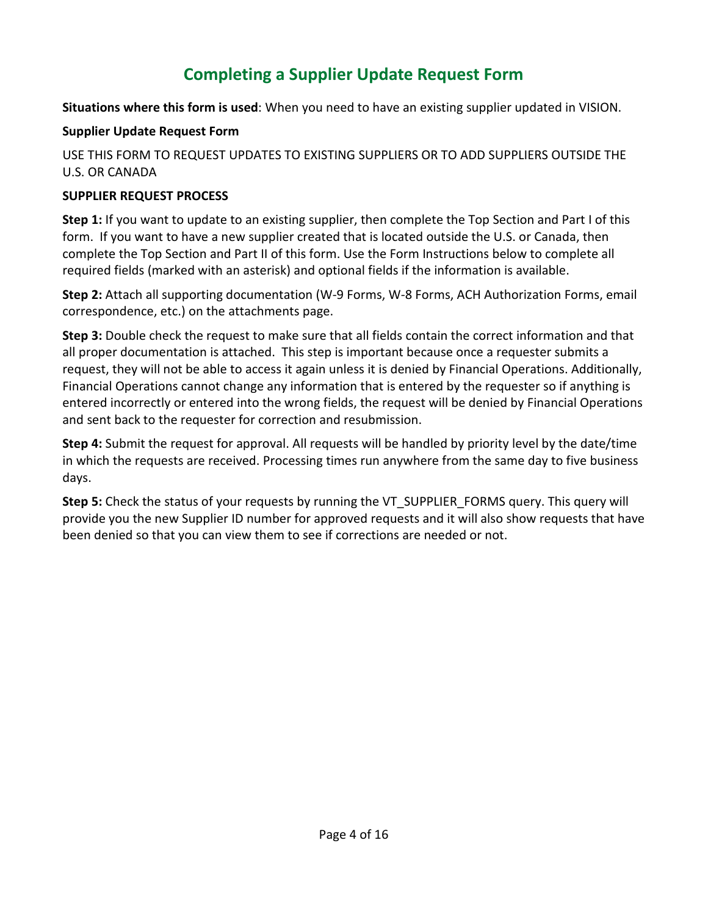# Completing a Supplier Update Request Form

**Situations where this form is used**: When you need to have an existing supplier updated in VISION.

**Supplier Update Request Form**

USE THIS FORM TO REQUEST UPDATES TO EXISTING SUPPLIERS OR TO ADD SUPPLIERS OUTSIDE THE U.S. OR CANADA

**SUPPLIER REQUEST PROCESS**

**Step 1:** If you want to update to an existing supplier, then complete the Top Section and Part I of this form. If you want to have a new supplier created that is located outside the U.S. or Canada, then complete the Top Section and Part II of this form. Use the Form Instructions below to complete all required fields (marked with an asterisk) and optional fields if the information is available.

**Step 2:** Attach all supporting documentation (W-9 Forms, W-8 Forms, ACH Authorization Forms, email correspondence, etc.) on the attachments page.

**Step 3:** Double check the request to make sure that all fields contain the correct information and that all proper documentation is attached. This step is important because once a requester submits a request, they will not be able to access it again unless it is denied by Financial Operations. Additionally, Financial Operations cannot change any information that is entered by the requester so if anything is entered incorrectly or entered into the wrong fields, the request will be denied by Financial Operations and sent back to the requester for correction and resubmission.

**Step 4:** Submit the request for approval. All requests will be handled by priority level by the date/time in which the requests are received. Processing times run anywhere from the same day to five business days.

**Step 5:** Check the status of your requests by running the VT_SUPPLIER_FORMS query. This query will provide you the new Supplier ID number for approved requests and it will also show requests that have been denied so that you can view them to see if corrections are needed or not.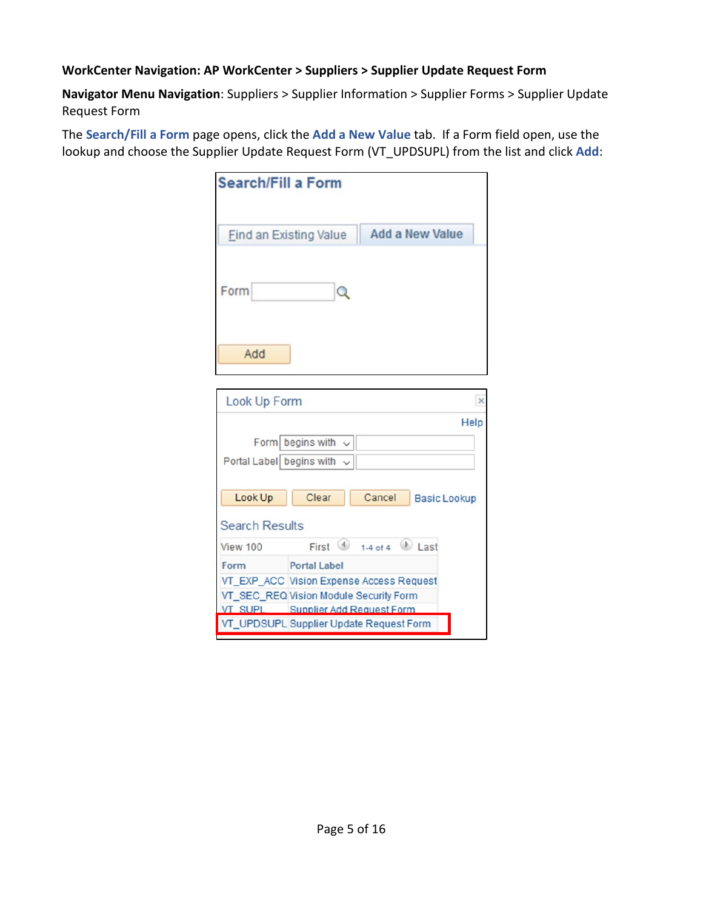**WorkCenter Navigation: AP WorkCenter > Suppliers > Supplier Update Request Form**

**Navigator Menu Navigation**: Suppliers > Supplier Information > Supplier Forms > Supplier Update Request Form

The **Search/Fill a Form** page opens, click the **Add a New Value** tab. If a Form field open, use the lookup and choose the Supplier Update Request Form (VT_UPDSUPL) from the list and click **Add**: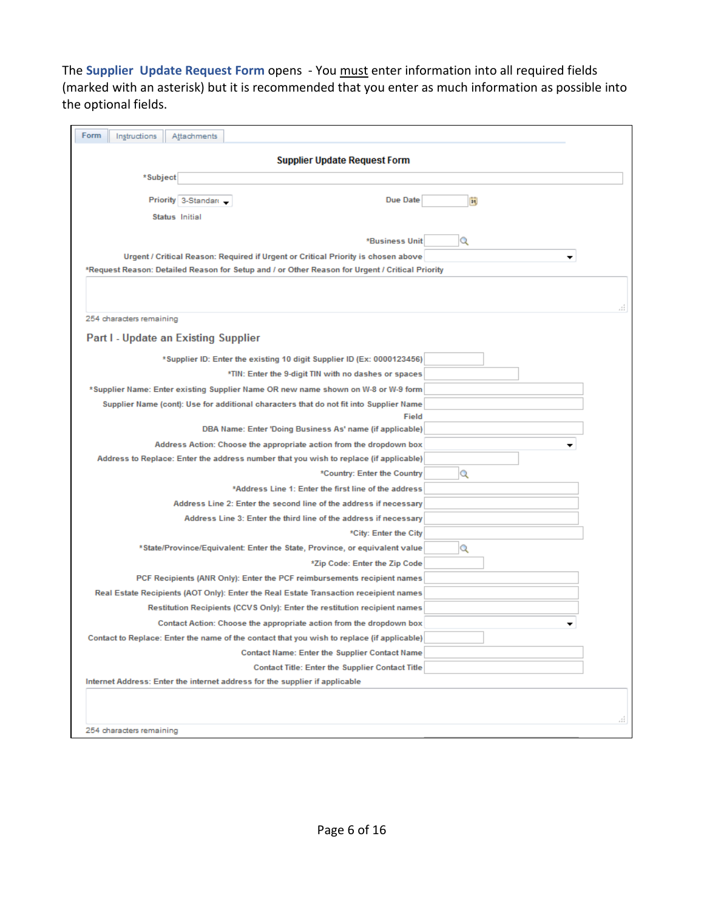The **Supplier Update Request Form** opens - You must enter information into all required fields (marked with an asterisk) but it is recommended that you enter as much information as possible into the optional fields.

Form | Instructions | Attachments

## Supplier Update Request Form

*Subject

Priority 3-Standard

Due Date

Status Initial

*Business Unit

Urgent / Critical Reason: Required if Urgent or Critical Priority is chosen above

*Request Reason: Detailed Reason for Setup and / or Other Reason for Urgent / Critical Priority

254 characters remaining

### Part I - Update an Existing Supplier

*Supplier ID: Enter the existing 10 digit Supplier ID (Ex: 0000123456)

*TIN: Enter the 9-digit TIN with no dashes or spaces

*Supplier Name: Enter existing Supplier Name OR new name shown on W-8 or W-9 form

Supplier Name (cont): Use for additional characters that do not fit into Supplier Name Field

DBA Name: Enter 'Doing Business As' name (if applicable)

Address Action: Choose the appropriate action from the dropdown box

Address to Replace: Enter the address number that you wish to replace (if applicable)

*Country: Enter the Country

*Address Line 1: Enter the first line of the address

Address Line 2: Enter the second line of the address if necessary

Address Line 3: Enter the third line of the address if necessary

*City: Enter the City

*State/Province/Equivalent: Enter the State, Province, or equivalent value

*Zip Code: Enter the Zip Code

PCF Recipients (ANR Only): Enter the PCF reimbursements recipient names

Real Estate Recipients (AOT Only): Enter the Real Estate Transaction receipient names

Restitution Recipients (CCVS Only): Enter the restitution recipient names

Contact Action: Choose the appropriate action from the dropdown box

Contact to Replace: Enter the name of the contact that you wish to replace (if applicable)

Contact Name: Enter the Supplier Contact Name

Contact Title: Enter the Supplier Contact Title

Internet Address: Enter the internet address for the supplier if applicable

254 characters remaining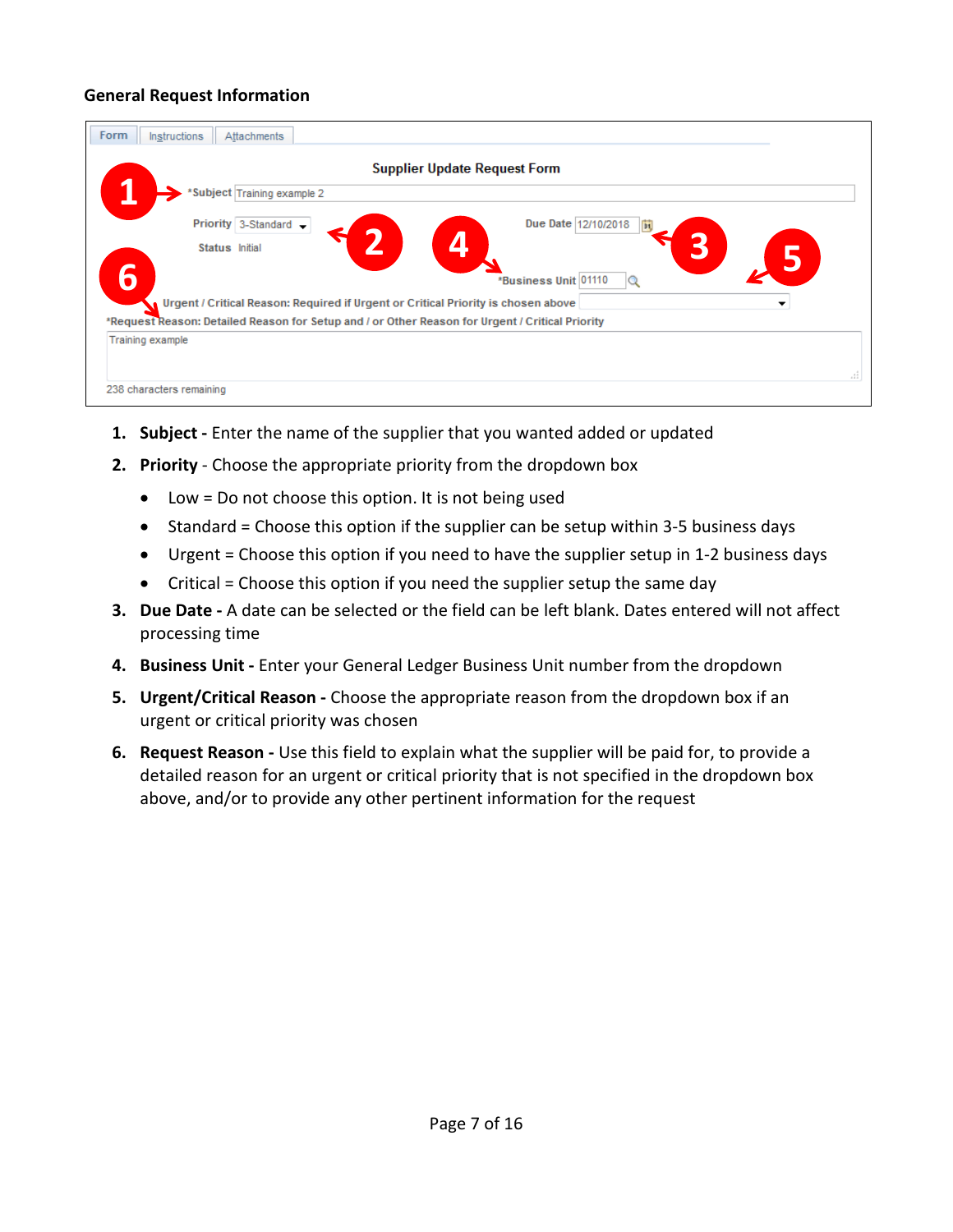**General Request Information**

1. **Subject -** Enter the name of the supplier that you wanted added or updated
2. **Priority** - Choose the appropriate priority from the dropdown box
   - Low = Do not choose this option. It is not being used
   - Standard = Choose this option if the supplier can be setup within 3-5 business days
   - Urgent = Choose this option if you need to have the supplier setup in 1-2 business days
   - Critical = Choose this option if you need the supplier setup the same day
3. **Due Date -** A date can be selected or the field can be left blank. Dates entered will not affect processing time
4. **Business Unit -** Enter your General Ledger Business Unit number from the dropdown
5. **Urgent/Critical Reason -** Choose the appropriate reason from the dropdown box if an urgent or critical priority was chosen
6. **Request Reason -** Use this field to explain what the supplier will be paid for, to provide a detailed reason for an urgent or critical priority that is not specified in the dropdown box above, and/or to provide any other pertinent information for the request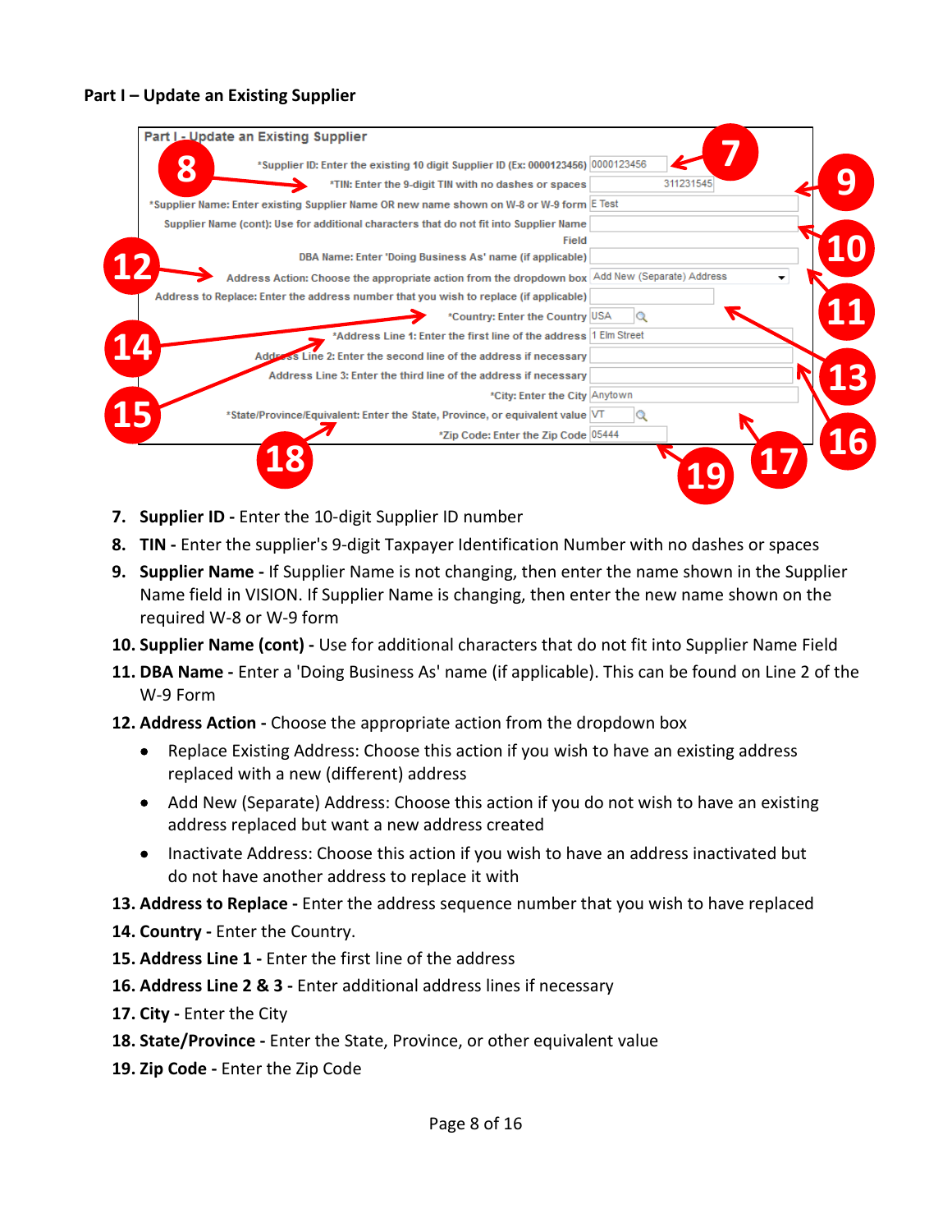**Part I – Update an Existing Supplier**

| Part I - Update an Existing Supplier | |
|---|---|
| *Supplier ID: Enter the existing 10 digit Supplier ID (Ex: 0000123456) | 0000123456 |
| *TIN: Enter the 9-digit TIN with no dashes or spaces | 311231545 |
| *Supplier Name: Enter existing Supplier Name OR new name shown on W-8 or W-9 form | E Test |
| Supplier Name (cont): Use for additional characters that do not fit into Supplier Name Field | |
| DBA Name: Enter 'Doing Business As' name (if applicable) | |
| Address Action: Choose the appropriate action from the dropdown box | Add New (Separate) Address |
| Address to Replace: Enter the address number that you wish to replace (if applicable) | |
| *Country: Enter the Country | USA |
| *Address Line 1: Enter the first line of the address | 1 Elm Street |
| Address Line 2: Enter the second line of the address if necessary | |
| Address Line 3: Enter the third line of the address if necessary | |
| *City: Enter the City | Anytown |
| *State/Province/Equivalent: Enter the State, Province, or equivalent value | VT |
| *Zip Code: Enter the Zip Code | 05444 |

7. **Supplier ID -** Enter the 10-digit Supplier ID number
8. **TIN -** Enter the supplier's 9-digit Taxpayer Identification Number with no dashes or spaces
9. **Supplier Name -** If Supplier Name is not changing, then enter the name shown in the Supplier Name field in VISION. If Supplier Name is changing, then enter the new name shown on the required W-8 or W-9 form
10. **Supplier Name (cont) -** Use for additional characters that do not fit into Supplier Name Field
11. **DBA Name -** Enter a 'Doing Business As' name (if applicable). This can be found on Line 2 of the W-9 Form
12. **Address Action -** Choose the appropriate action from the dropdown box
    - Replace Existing Address: Choose this action if you wish to have an existing address replaced with a new (different) address
    - Add New (Separate) Address: Choose this action if you do not wish to have an existing address replaced but want a new address created
    - Inactivate Address: Choose this action if you wish to have an address inactivated but do not have another address to replace it with
13. **Address to Replace -** Enter the address sequence number that you wish to have replaced
14. **Country -** Enter the Country.
15. **Address Line 1 -** Enter the first line of the address
16. **Address Line 2 & 3 -** Enter additional address lines if necessary
17. **City -** Enter the City
18. **State/Province -** Enter the State, Province, or other equivalent value
19. **Zip Code -** Enter the Zip Code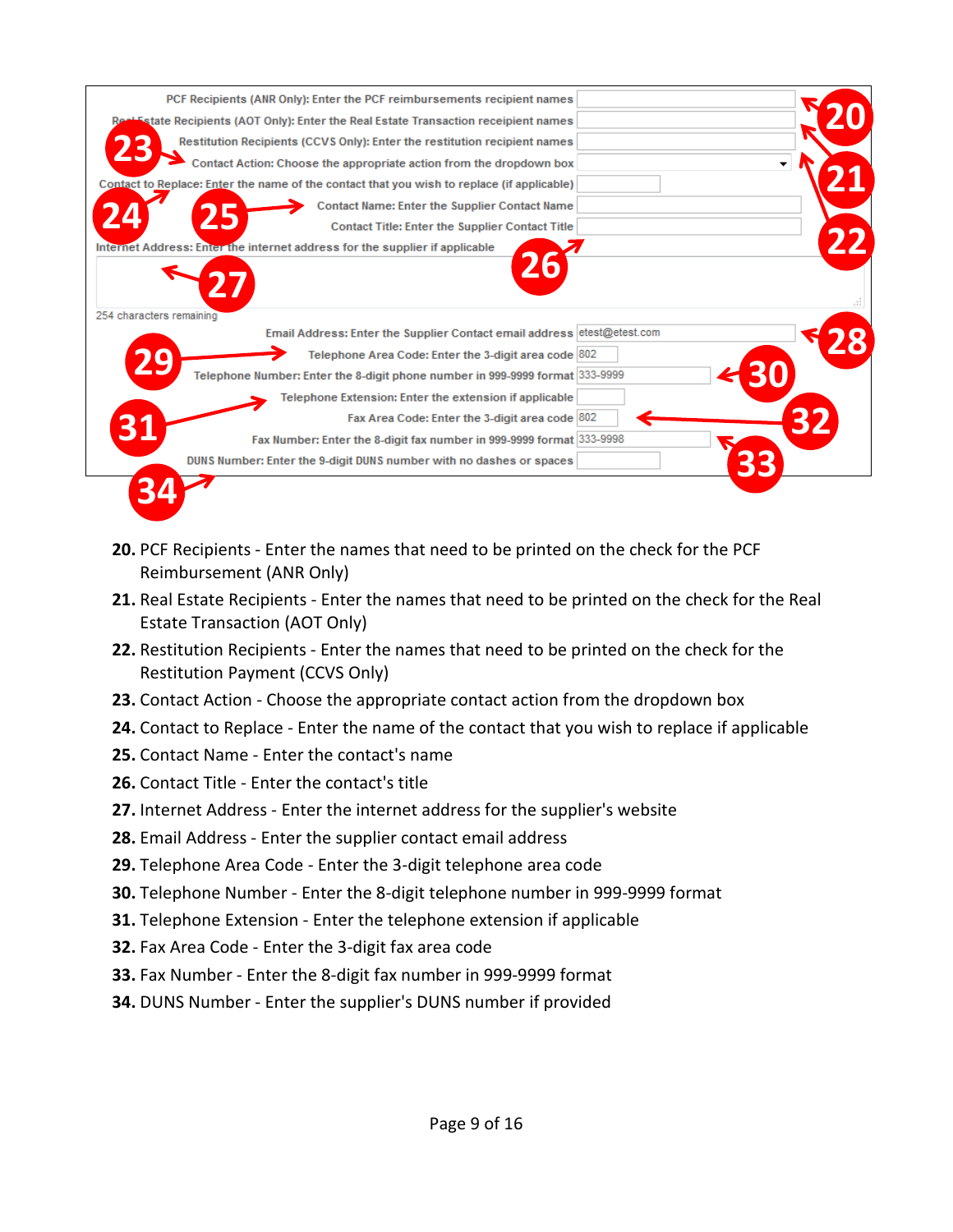PCF Recipients (ANR Only): Enter the PCF reimbursements recipient names

Real Estate Recipients (AOT Only): Enter the Real Estate Transaction receipient names

Restitution Recipients (CCVS Only): Enter the restitution recipient names

Contact Action: Choose the appropriate action from the dropdown box

Contact to Replace: Enter the name of the contact that you wish to replace (if applicable)

Contact Name: Enter the Supplier Contact Name

Contact Title: Enter the Supplier Contact Title

Internet Address: Enter the internet address for the supplier if applicable

254 characters remaining

Email Address: Enter the Supplier Contact email address etest@etest.com

Telephone Area Code: Enter the 3-digit area code 802

Telephone Number: Enter the 8-digit phone number in 999-9999 format 333-9999

Telephone Extension: Enter the extension if applicable

Fax Area Code: Enter the 3-digit area code 802

Fax Number: Enter the 8-digit fax number in 999-9999 format 333-9998

DUNS Number: Enter the 9-digit DUNS number with no dashes or spaces

**20.** PCF Recipients - Enter the names that need to be printed on the check for the PCF Reimbursement (ANR Only)

**21.** Real Estate Recipients - Enter the names that need to be printed on the check for the Real Estate Transaction (AOT Only)

**22.** Restitution Recipients - Enter the names that need to be printed on the check for the Restitution Payment (CCVS Only)

**23.** Contact Action - Choose the appropriate contact action from the dropdown box

**24.** Contact to Replace - Enter the name of the contact that you wish to replace if applicable

**25.** Contact Name - Enter the contact's name

**26.** Contact Title - Enter the contact's title

**27.** Internet Address - Enter the internet address for the supplier's website

**28.** Email Address - Enter the supplier contact email address

**29.** Telephone Area Code - Enter the 3-digit telephone area code

**30.** Telephone Number - Enter the 8-digit telephone number in 999-9999 format

**31.** Telephone Extension - Enter the telephone extension if applicable

**32.** Fax Area Code - Enter the 3-digit fax area code

**33.** Fax Number - Enter the 8-digit fax number in 999-9999 format

**34.** DUNS Number - Enter the supplier's DUNS number if provided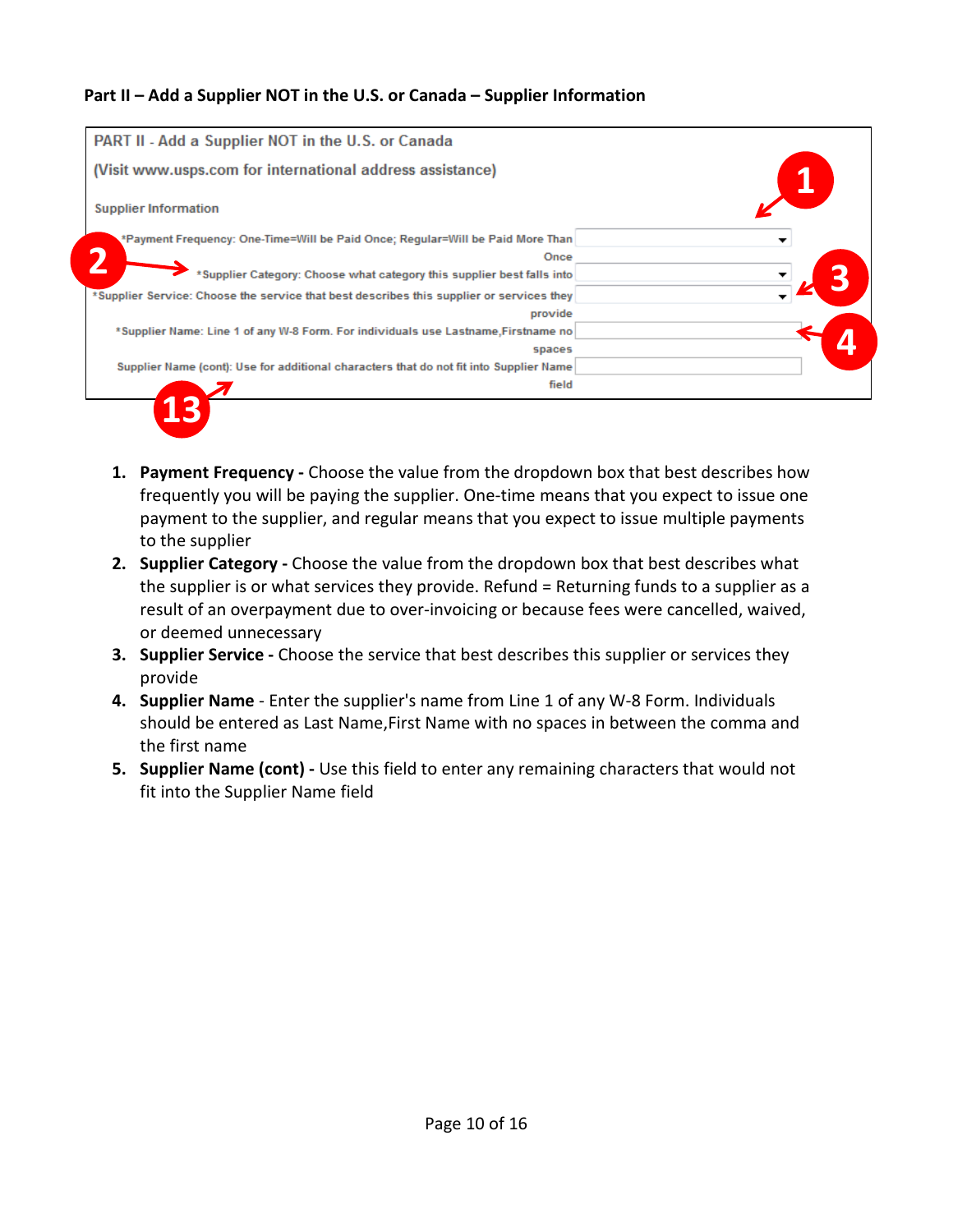**Part II – Add a Supplier NOT in the U.S. or Canada – Supplier Information**

PART II - Add a Supplier NOT in the U.S. or Canada

(Visit www.usps.com for international address assistance)

Supplier Information

*Payment Frequency: One-Time=Will be Paid Once; Regular=Will be Paid More Than Once

*Supplier Category: Choose what category this supplier best falls into

*Supplier Service: Choose the service that best describes this supplier or services they provide

*Supplier Name: Line 1 of any W-8 Form. For individuals use Lastname,Firstname no spaces

Supplier Name (cont): Use for additional characters that do not fit into Supplier Name field

1. **Payment Frequency -** Choose the value from the dropdown box that best describes how frequently you will be paying the supplier. One-time means that you expect to issue one payment to the supplier, and regular means that you expect to issue multiple payments to the supplier
2. **Supplier Category -** Choose the value from the dropdown box that best describes what the supplier is or what services they provide. Refund = Returning funds to a supplier as a result of an overpayment due to over-invoicing or because fees were cancelled, waived, or deemed unnecessary
3. **Supplier Service -** Choose the service that best describes this supplier or services they provide
4. **Supplier Name** - Enter the supplier's name from Line 1 of any W-8 Form. Individuals should be entered as Last Name,First Name with no spaces in between the comma and the first name
5. **Supplier Name (cont) -** Use this field to enter any remaining characters that would not fit into the Supplier Name field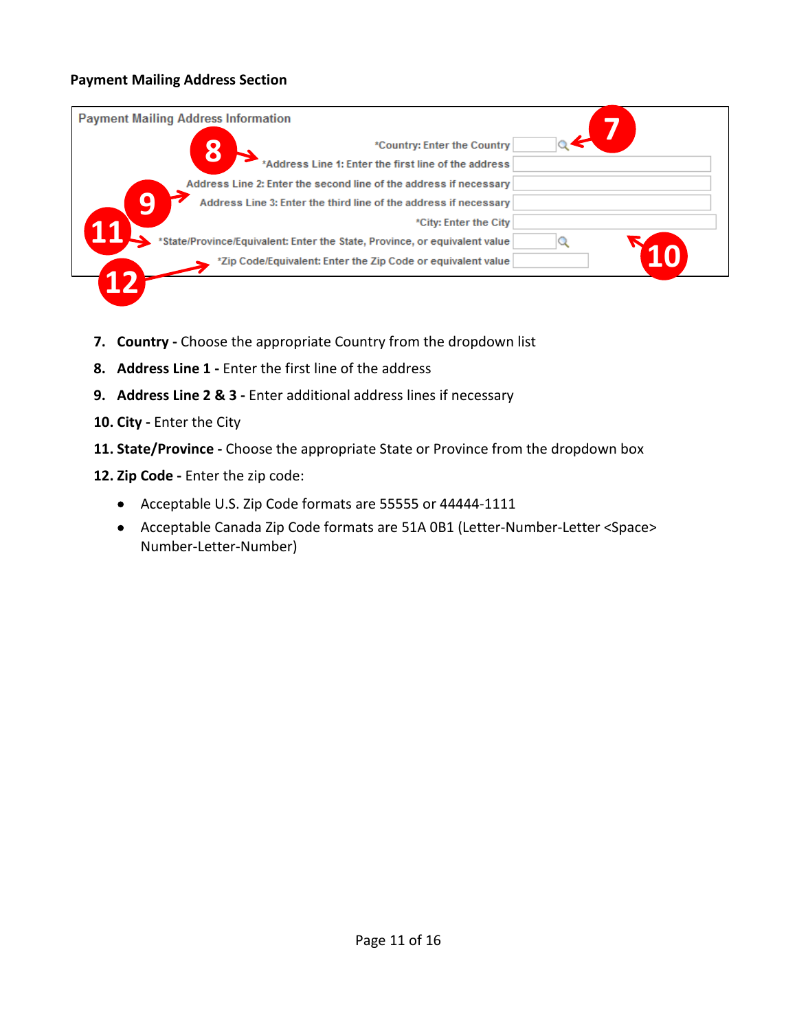**Payment Mailing Address Section**

Payment Mailing Address Information

*Country: Enter the Country

*Address Line 1: Enter the first line of the address

Address Line 2: Enter the second line of the address if necessary

Address Line 3: Enter the third line of the address if necessary

*City: Enter the City

*State/Province/Equivalent: Enter the State, Province, or equivalent value

*Zip Code/Equivalent: Enter the Zip Code or equivalent value

7. **Country -** Choose the appropriate Country from the dropdown list
8. **Address Line 1 -** Enter the first line of the address
9. **Address Line 2 & 3 -** Enter additional address lines if necessary
10. **City -** Enter the City
11. **State/Province -** Choose the appropriate State or Province from the dropdown box
12. **Zip Code -** Enter the zip code:
    - Acceptable U.S. Zip Code formats are 55555 or 44444-1111
    - Acceptable Canada Zip Code formats are 51A 0B1 (Letter-Number-Letter <Space> Number-Letter-Number)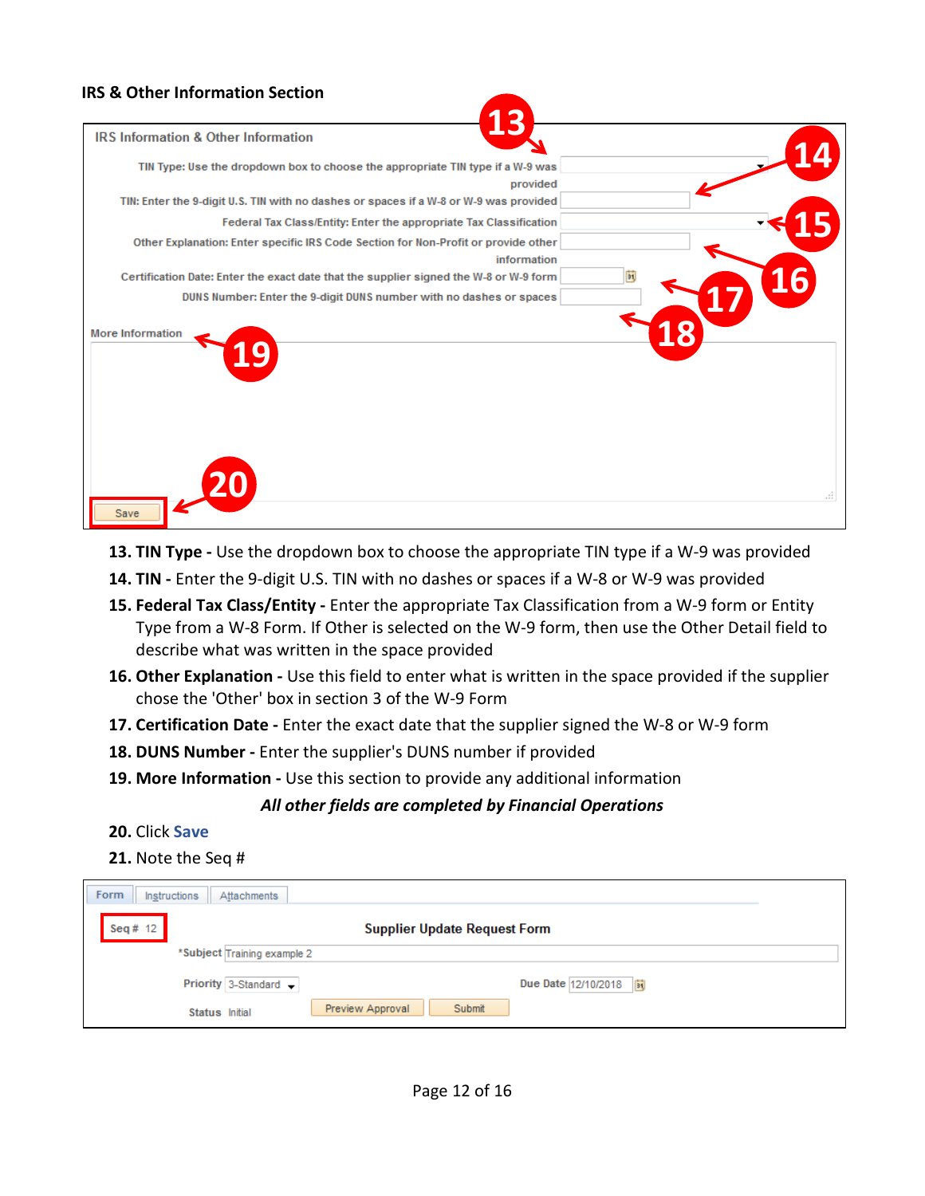**IRS & Other Information Section**

IRS Information & Other Information

TIN Type: Use the dropdown box to choose the appropriate TIN type if a W-9 was provided

TIN: Enter the 9-digit U.S. TIN with no dashes or spaces if a W-8 or W-9 was provided

Federal Tax Class/Entity: Enter the appropriate Tax Classification

Other Explanation: Enter specific IRS Code Section for Non-Profit or provide other information

Certification Date: Enter the exact date that the supplier signed the W-8 or W-9 form

DUNS Number: Enter the 9-digit DUNS number with no dashes or spaces

More Information

Save

13. **TIN Type -** Use the dropdown box to choose the appropriate TIN type if a W-9 was provided
14. **TIN -** Enter the 9-digit U.S. TIN with no dashes or spaces if a W-8 or W-9 was provided
15. **Federal Tax Class/Entity -** Enter the appropriate Tax Classification from a W-9 form or Entity Type from a W-8 Form. If Other is selected on the W-9 form, then use the Other Detail field to describe what was written in the space provided
16. **Other Explanation -** Use this field to enter what is written in the space provided if the supplier chose the 'Other' box in section 3 of the W-9 Form
17. **Certification Date -** Enter the exact date that the supplier signed the W-8 or W-9 form
18. **DUNS Number -** Enter the supplier's DUNS number if provided
19. **More Information -** Use this section to provide any additional information

***All other fields are completed by Financial Operations***

20. Click **Save**
21. Note the Seq #

Form | Instructions | Attachments

Seq # 12

**Supplier Update Request Form**

*Subject Training example 2

Priority 3-Standard

Due Date 12/10/2018

Status Initial

Preview Approval | Submit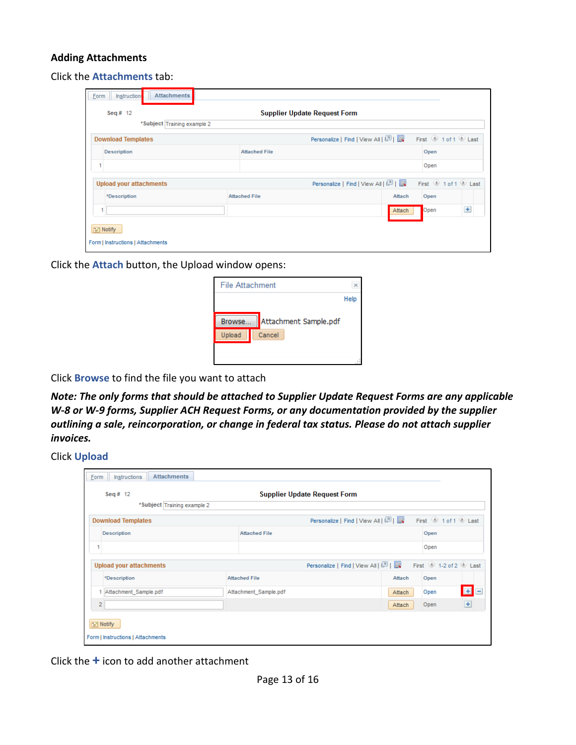**Adding Attachments**

Click the **Attachments** tab:

Click the **Attach** button, the Upload window opens:

Click **Browse** to find the file you want to attach

***Note: The only forms that should be attached to Supplier Update Request Forms are any applicable W-8 or W-9 forms, Supplier ACH Request Forms, or any documentation provided by the supplier outlining a sale, reincorporation, or change in federal tax status. Please do not attach supplier invoices.***

Click **Upload**

Click the **+** icon to add another attachment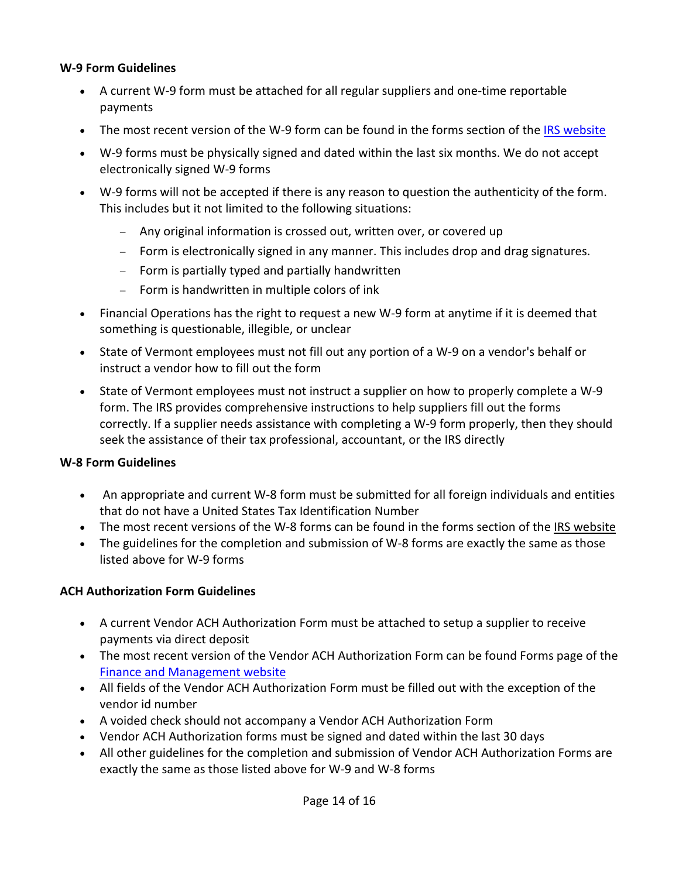**W-9 Form Guidelines**

- A current W-9 form must be attached for all regular suppliers and one-time reportable payments
- The most recent version of the W-9 form can be found in the forms section of the IRS website
- W-9 forms must be physically signed and dated within the last six months. We do not accept electronically signed W-9 forms
- W-9 forms will not be accepted if there is any reason to question the authenticity of the form. This includes but it not limited to the following situations:
  - Any original information is crossed out, written over, or covered up
  - Form is electronically signed in any manner. This includes drop and drag signatures.
  - Form is partially typed and partially handwritten
  - Form is handwritten in multiple colors of ink
- Financial Operations has the right to request a new W-9 form at anytime if it is deemed that something is questionable, illegible, or unclear
- State of Vermont employees must not fill out any portion of a W-9 on a vendor's behalf or instruct a vendor how to fill out the form
- State of Vermont employees must not instruct a supplier on how to properly complete a W-9 form. The IRS provides comprehensive instructions to help suppliers fill out the forms correctly. If a supplier needs assistance with completing a W-9 form properly, then they should seek the assistance of their tax professional, accountant, or the IRS directly

**W-8 Form Guidelines**

- An appropriate and current W-8 form must be submitted for all foreign individuals and entities that do not have a United States Tax Identification Number
- The most recent versions of the W-8 forms can be found in the forms section of the IRS website
- The guidelines for the completion and submission of W-8 forms are exactly the same as those listed above for W-9 forms

**ACH Authorization Form Guidelines**

- A current Vendor ACH Authorization Form must be attached to setup a supplier to receive payments via direct deposit
- The most recent version of the Vendor ACH Authorization Form can be found Forms page of the Finance and Management website
- All fields of the Vendor ACH Authorization Form must be filled out with the exception of the vendor id number
- A voided check should not accompany a Vendor ACH Authorization Form
- Vendor ACH Authorization forms must be signed and dated within the last 30 days
- All other guidelines for the completion and submission of Vendor ACH Authorization Forms are exactly the same as those listed above for W-9 and W-8 forms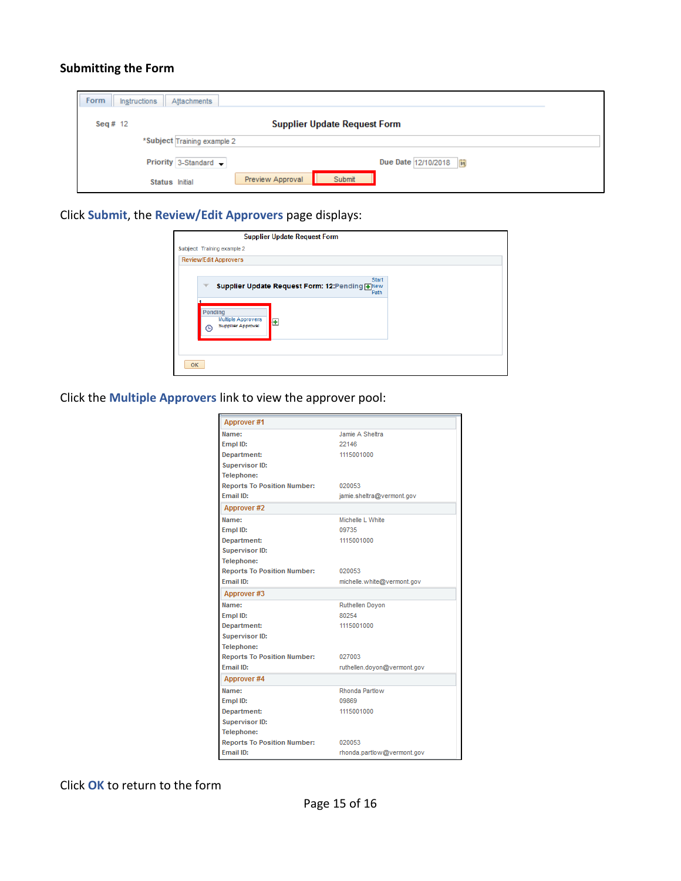### Submitting the Form

| Form | Instructions | Attachments |
|---|---|---|

Seq # 12

**Supplier Update Request Form**

*Subject: Training example 2

Priority: 3-Standard

Due Date: 12/10/2018

Status: Initial

Preview Approval | Submit

Click **Submit**, the **Review/Edit Approvers** page displays:

Supplier Update Request Form

Subject: Training example 2

Review/Edit Approvers

Supplier Update Request Form: 12:Pending — Start New Path

1

Pending

Multiple Approvers

Supplier Approval

OK

Click the **Multiple Approvers** link to view the approver pool:

**Approver #1**

| | |
|---|---|
| Name: | Jamie A Sheltra |
| Empl ID: | 22146 |
| Department: | 1115001000 |
| Supervisor ID: | |
| Telephone: | |
| Reports To Position Number: | 020053 |
| Email ID: | jamie.sheltra@vermont.gov |

**Approver #2**

| | |
|---|---|
| Name: | Michelle L White |
| Empl ID: | 09735 |
| Department: | 1115001000 |
| Supervisor ID: | |
| Telephone: | |
| Reports To Position Number: | 020053 |
| Email ID: | michelle.white@vermont.gov |

**Approver #3**

| | |
|---|---|
| Name: | Ruthellen Doyon |
| Empl ID: | 80254 |
| Department: | 1115001000 |
| Supervisor ID: | |
| Telephone: | |
| Reports To Position Number: | 027003 |
| Email ID: | ruthellen.doyon@vermont.gov |

**Approver #4**

| | |
|---|---|
| Name: | Rhonda Partlow |
| Empl ID: | 09869 |
| Department: | 1115001000 |
| Supervisor ID: | |
| Telephone: | |
| Reports To Position Number: | 020053 |
| Email ID: | rhonda.partlow@vermont.gov |

Click **OK** to return to the form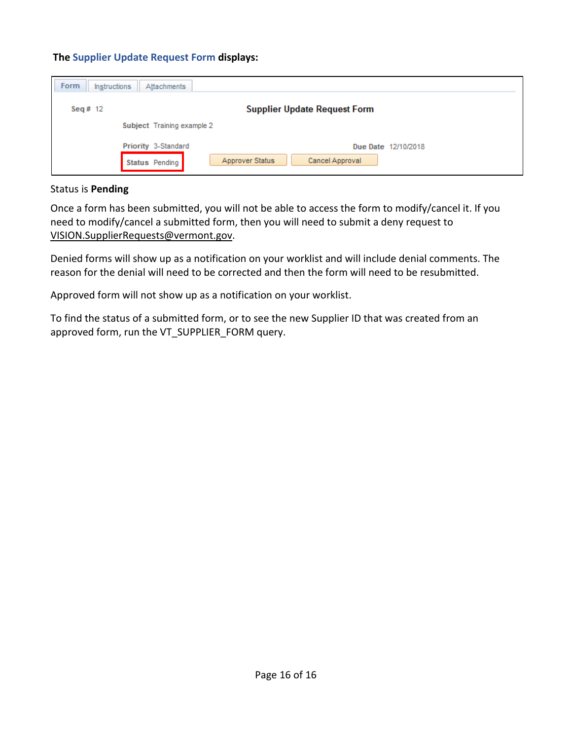**The Supplier Update Request Form displays:**

Form | Instructions | Attachments

Seq # 12

**Supplier Update Request Form**

Subject Training example 2

Priority 3-Standard

Due Date 12/10/2018

Status Pending

Approver Status

Cancel Approval

Status is **Pending**

Once a form has been submitted, you will not be able to access the form to modify/cancel it. If you need to modify/cancel a submitted form, then you will need to submit a deny request to VISION.SupplierRequests@vermont.gov.

Denied forms will show up as a notification on your worklist and will include denial comments. The reason for the denial will need to be corrected and then the form will need to be resubmitted.

Approved form will not show up as a notification on your worklist.

To find the status of a submitted form, or to see the new Supplier ID that was created from an approved form, run the VT_SUPPLIER_FORM query.